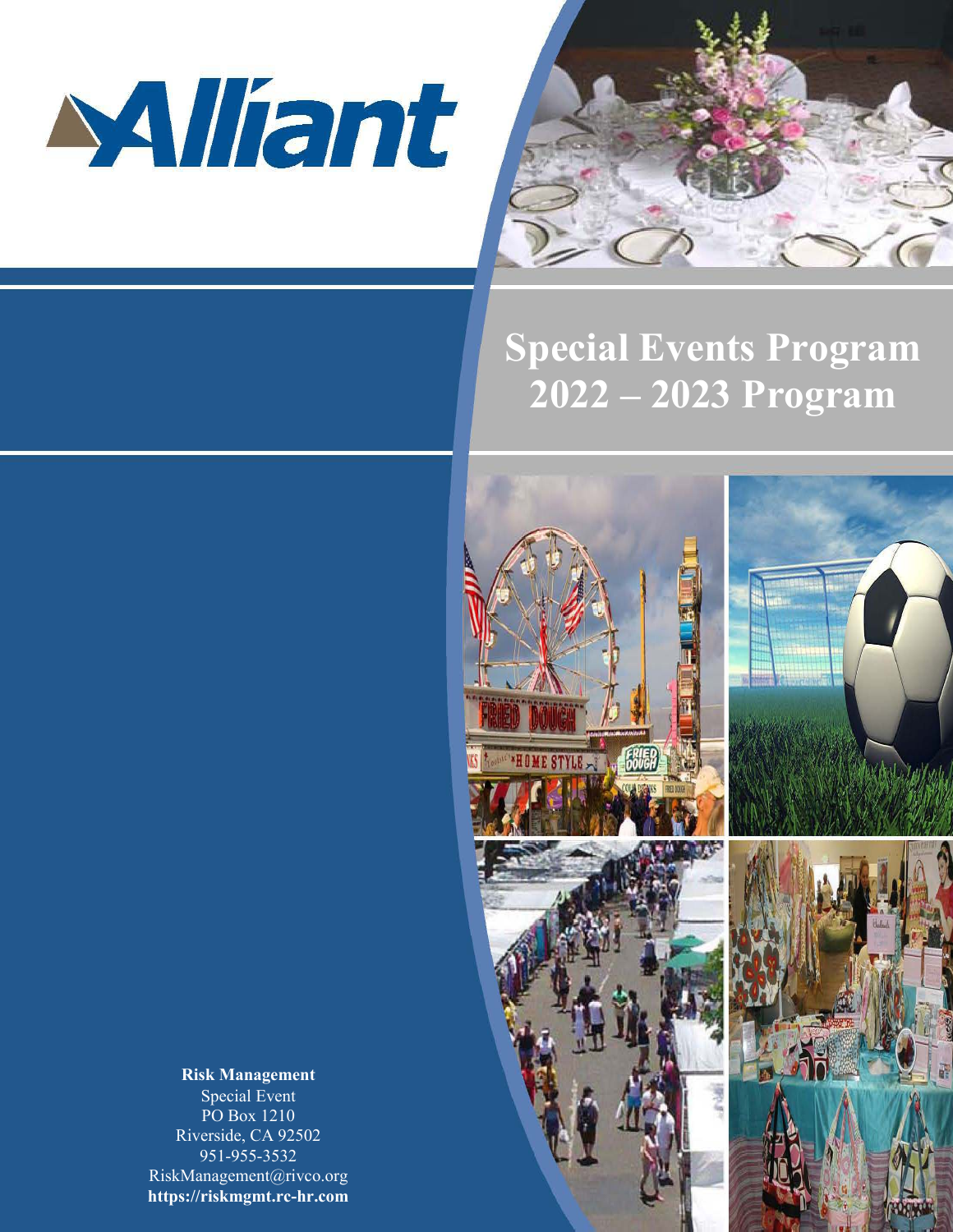Alliant

# Special Events Program 2022 – 2023 Program

**Risk Management**
Special Event
PO Box 1210
Riverside, CA 92502
951-955-3532
RiskManagement@rivco.org
**https://riskmgmt.rc-hr.com**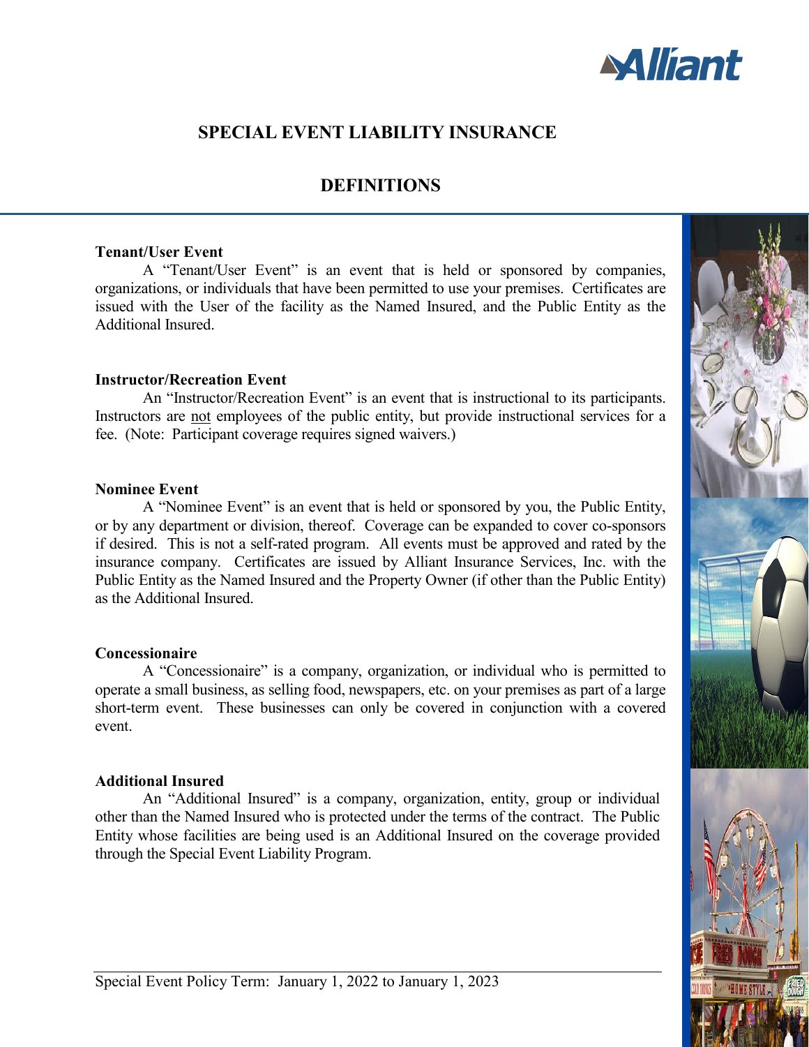# SPECIAL EVENT LIABILITY INSURANCE

## DEFINITIONS

**Tenant/User Event**

A "Tenant/User Event" is an event that is held or sponsored by companies, organizations, or individuals that have been permitted to use your premises. Certificates are issued with the User of the facility as the Named Insured, and the Public Entity as the Additional Insured.

**Instructor/Recreation Event**

An "Instructor/Recreation Event" is an event that is instructional to its participants. Instructors are not employees of the public entity, but provide instructional services for a fee. (Note: Participant coverage requires signed waivers.)

**Nominee Event**

A "Nominee Event" is an event that is held or sponsored by you, the Public Entity, or by any department or division, thereof. Coverage can be expanded to cover co-sponsors if desired. This is not a self-rated program. All events must be approved and rated by the insurance company. Certificates are issued by Alliant Insurance Services, Inc. with the Public Entity as the Named Insured and the Property Owner (if other than the Public Entity) as the Additional Insured.

**Concessionaire**

A "Concessionaire" is a company, organization, or individual who is permitted to operate a small business, as selling food, newspapers, etc. on your premises as part of a large short-term event. These businesses can only be covered in conjunction with a covered event.

**Additional Insured**

An "Additional Insured" is a company, organization, entity, group or individual other than the Named Insured who is protected under the terms of the contract. The Public Entity whose facilities are being used is an Additional Insured on the coverage provided through the Special Event Liability Program.

Special Event Policy Term: January 1, 2022 to January 1, 2023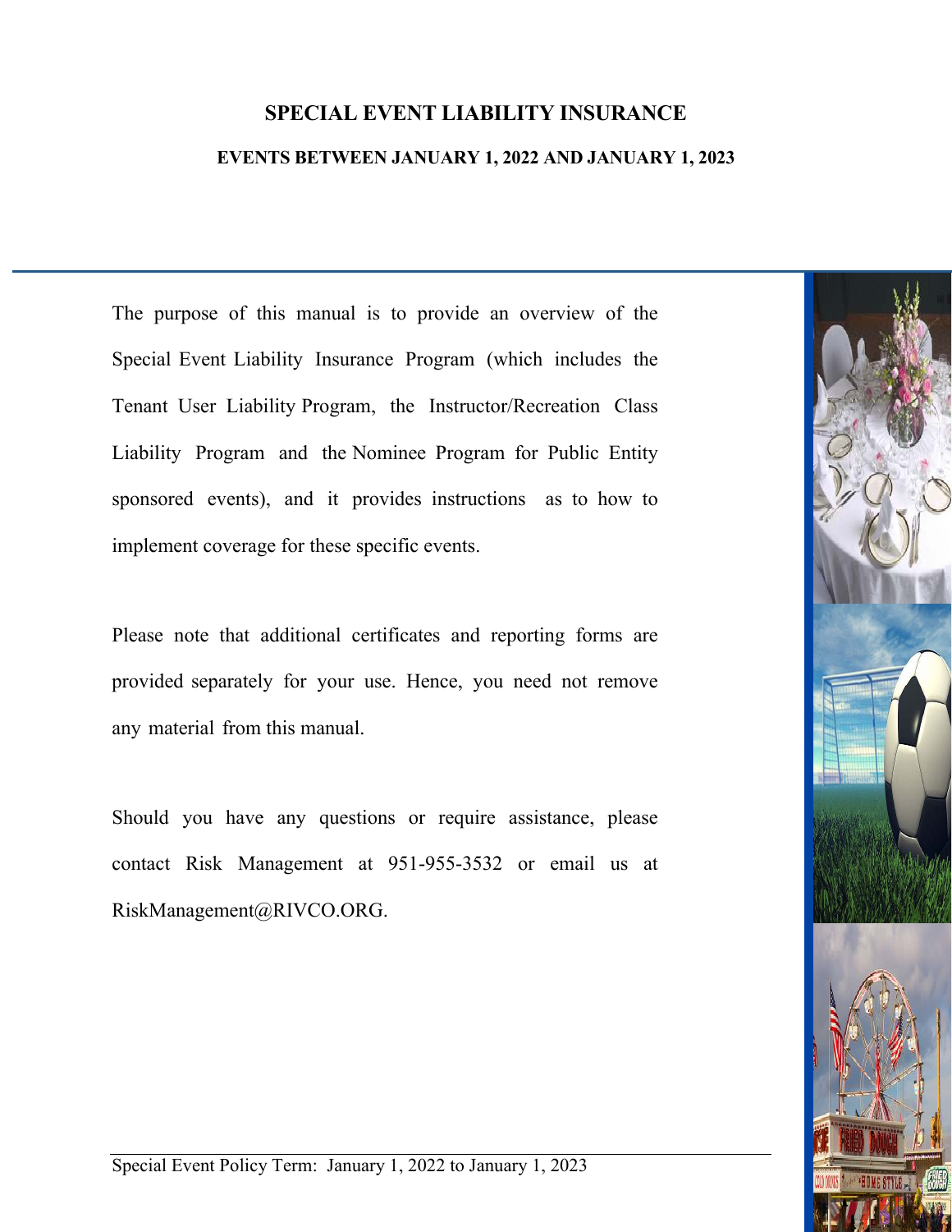# SPECIAL EVENT LIABILITY INSURANCE

## EVENTS BETWEEN JANUARY 1, 2022 AND JANUARY 1, 2023

The purpose of this manual is to provide an overview of the Special Event Liability Insurance Program (which includes the Tenant User Liability Program, the Instructor/Recreation Class Liability Program and the Nominee Program for Public Entity sponsored events), and it provides instructions as to how to implement coverage for these specific events.

Please note that additional certificates and reporting forms are provided separately for your use. Hence, you need not remove any material from this manual.

Should you have any questions or require assistance, please contact Risk Management at 951-955-3532 or email us at RiskManagement@RIVCO.ORG.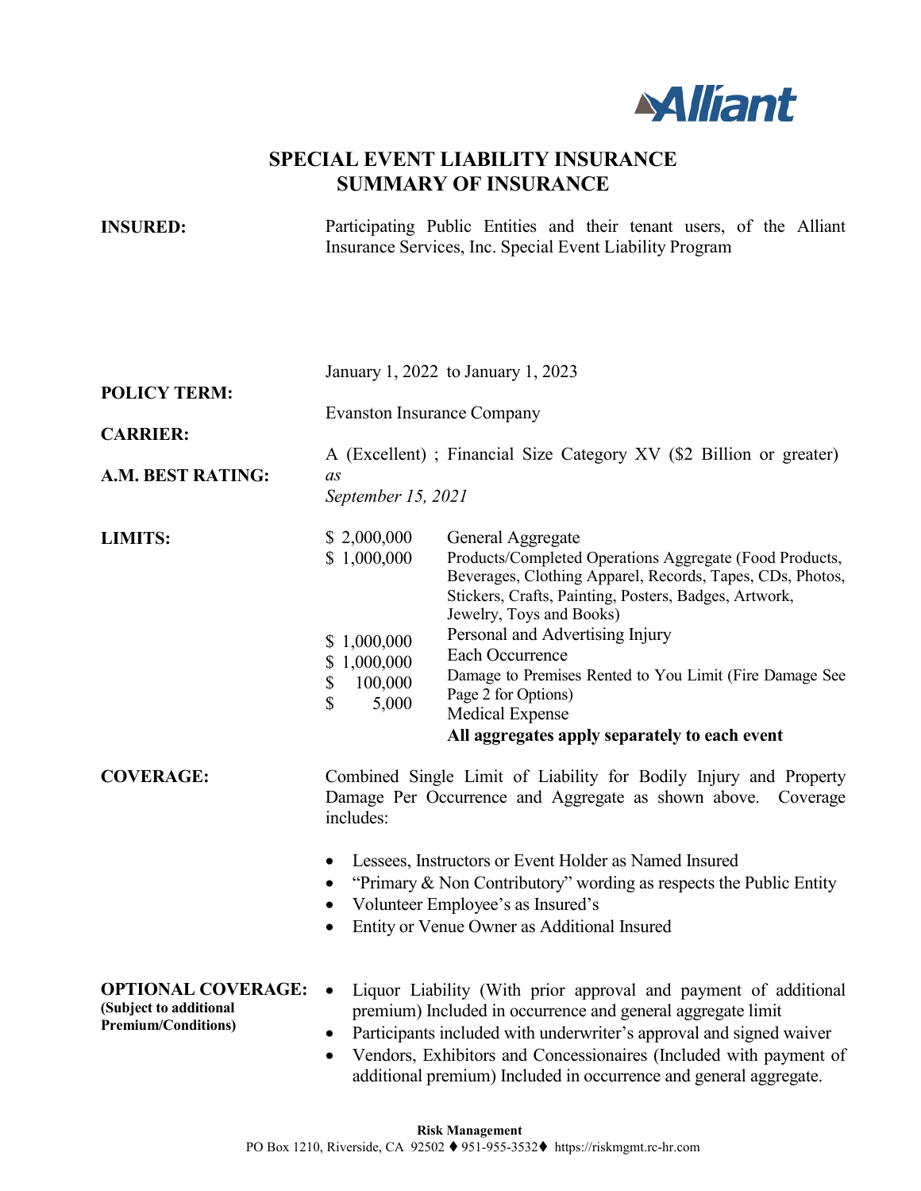# SPECIAL EVENT LIABILITY INSURANCE
## SUMMARY OF INSURANCE

**INSURED:** Participating Public Entities and their tenant users, of the Alliant Insurance Services, Inc. Special Event Liability Program

**POLICY TERM:** January 1, 2022 to January 1, 2023

**CARRIER:** Evanston Insurance Company

**A.M. BEST RATING:** A (Excellent) ; Financial Size Category XV ($2 Billion or greater) *as September 15, 2021*

**LIMITS:**

| | |
|---|---|
| $ 2,000,000 | General Aggregate |
| $ 1,000,000 | Products/Completed Operations Aggregate (Food Products, Beverages, Clothing Apparel, Records, Tapes, CDs, Photos, Stickers, Crafts, Painting, Posters, Badges, Artwork, Jewelry, Toys and Books) |
| $ 1,000,000 | Personal and Advertising Injury |
| $ 1,000,000 | Each Occurrence |
| $ 100,000 | Damage to Premises Rented to You Limit (Fire Damage See Page 2 for Options) |
| $ 5,000 | Medical Expense |

**All aggregates apply separately to each event**

**COVERAGE:** Combined Single Limit of Liability for Bodily Injury and Property Damage Per Occurrence and Aggregate as shown above. Coverage includes:

- Lessees, Instructors or Event Holder as Named Insured
- "Primary & Non Contributory" wording as respects the Public Entity
- Volunteer Employee's as Insured's
- Entity or Venue Owner as Additional Insured

**OPTIONAL COVERAGE:**
**(Subject to additional Premium/Conditions)**

- Liquor Liability (With prior approval and payment of additional premium) Included in occurrence and general aggregate limit
- Participants included with underwriter's approval and signed waiver
- Vendors, Exhibitors and Concessionaires (Included with payment of additional premium) Included in occurrence and general aggregate.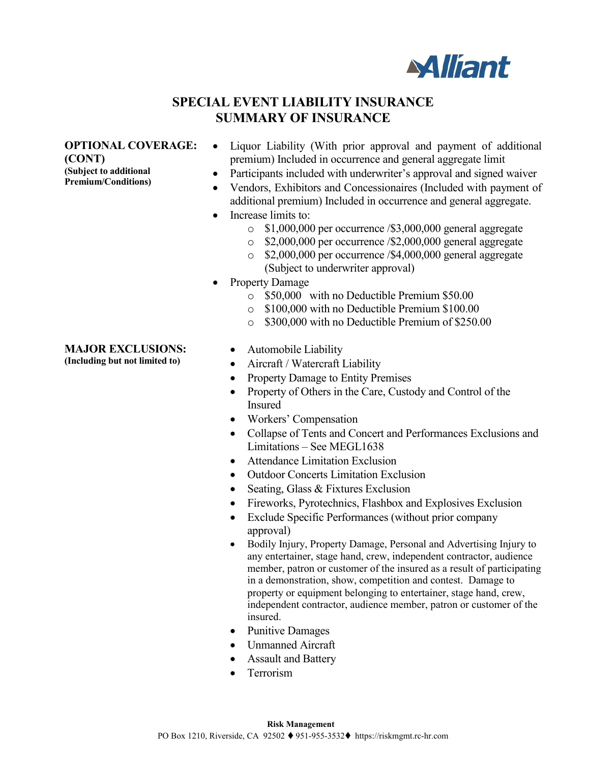# SPECIAL EVENT LIABILITY INSURANCE
# SUMMARY OF INSURANCE

**OPTIONAL COVERAGE: (CONT)**
**(Subject to additional Premium/Conditions)**

- Liquor Liability (With prior approval and payment of additional premium) Included in occurrence and general aggregate limit
- Participants included with underwriter's approval and signed waiver
- Vendors, Exhibitors and Concessionaires (Included with payment of additional premium) Included in occurrence and general aggregate.
- Increase limits to:
  - $1,000,000 per occurrence /$3,000,000 general aggregate
  - $2,000,000 per occurrence /$2,000,000 general aggregate
  - $2,000,000 per occurrence /$4,000,000 general aggregate (Subject to underwriter approval)
- Property Damage
  - $50,000 with no Deductible Premium $50.00
  - $100,000 with no Deductible Premium $100.00
  - $300,000 with no Deductible Premium of $250.00

**MAJOR EXCLUSIONS:**
**(Including but not limited to)**

- Automobile Liability
- Aircraft / Watercraft Liability
- Property Damage to Entity Premises
- Property of Others in the Care, Custody and Control of the Insured
- Workers' Compensation
- Collapse of Tents and Concert and Performances Exclusions and Limitations – See MEGL1638
- Attendance Limitation Exclusion
- Outdoor Concerts Limitation Exclusion
- Seating, Glass & Fixtures Exclusion
- Fireworks, Pyrotechnics, Flashbox and Explosives Exclusion
- Exclude Specific Performances (without prior company approval)
- Bodily Injury, Property Damage, Personal and Advertising Injury to any entertainer, stage hand, crew, independent contractor, audience member, patron or customer of the insured as a result of participating in a demonstration, show, competition and contest. Damage to property or equipment belonging to entertainer, stage hand, crew, independent contractor, audience member, patron or customer of the insured.
- Punitive Damages
- Unmanned Aircraft
- Assault and Battery
- Terrorism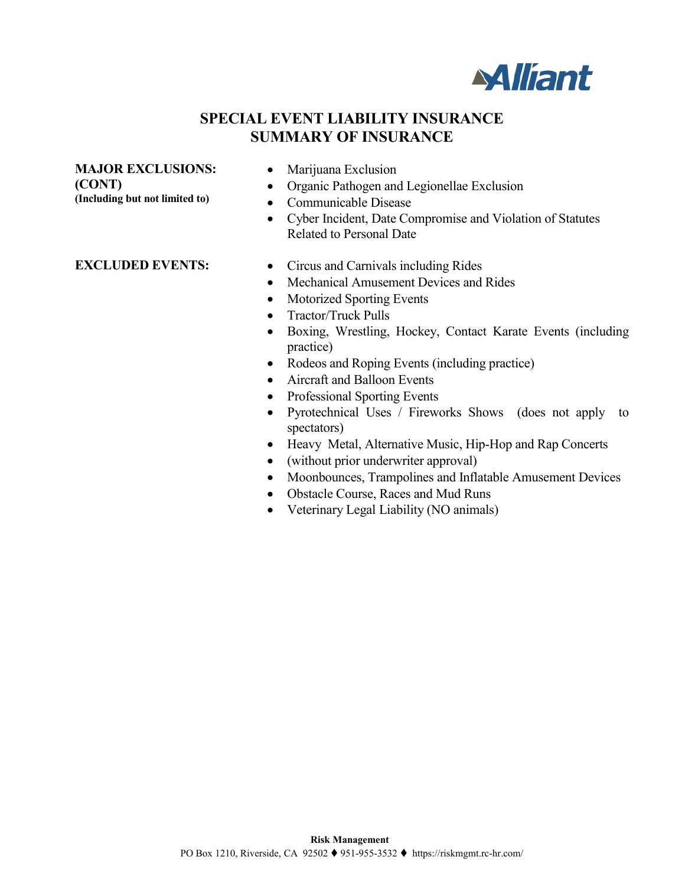# SPECIAL EVENT LIABILITY INSURANCE
# SUMMARY OF INSURANCE

**MAJOR EXCLUSIONS: (CONT)**
**(Including but not limited to)**

- Marijuana Exclusion
- Organic Pathogen and Legionellae Exclusion
- Communicable Disease
- Cyber Incident, Date Compromise and Violation of Statutes Related to Personal Date

**EXCLUDED EVENTS:**

- Circus and Carnivals including Rides
- Mechanical Amusement Devices and Rides
- Motorized Sporting Events
- Tractor/Truck Pulls
- Boxing, Wrestling, Hockey, Contact Karate Events (including practice)
- Rodeos and Roping Events (including practice)
- Aircraft and Balloon Events
- Professional Sporting Events
- Pyrotechnical Uses / Fireworks Shows (does not apply to spectators)
- Heavy Metal, Alternative Music, Hip-Hop and Rap Concerts
- (without prior underwriter approval)
- Moonbounces, Trampolines and Inflatable Amusement Devices
- Obstacle Course, Races and Mud Runs
- Veterinary Legal Liability (NO animals)